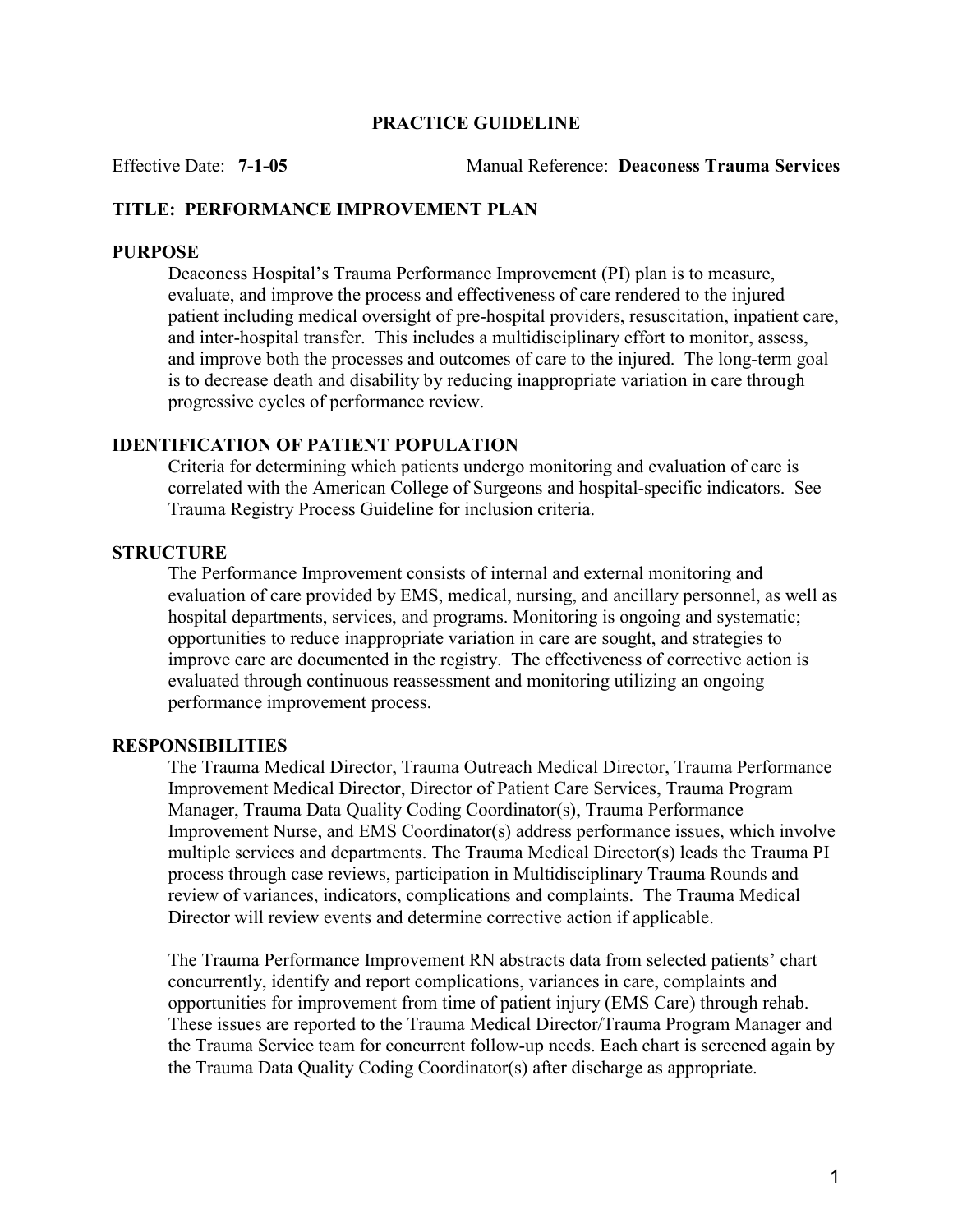# PRACTICE GUIDELINE

Effective Date: **7-1-05** Manual Reference: **Deaconess Trauma Services**

## TITLE: PERFORMANCE IMPROVEMENT PLAN

### PURPOSE

Deaconess Hospital's Trauma Performance Improvement (PI) plan is to measure, evaluate, and improve the process and effectiveness of care rendered to the injured patient including medical oversight of pre-hospital providers, resuscitation, inpatient care, and inter-hospital transfer. This includes a multidisciplinary effort to monitor, assess, and improve both the processes and outcomes of care to the injured. The long-term goal is to decrease death and disability by reducing inappropriate variation in care through progressive cycles of performance review.

### IDENTIFICATION OF PATIENT POPULATION

Criteria for determining which patients undergo monitoring and evaluation of care is correlated with the American College of Surgeons and hospital-specific indicators. See Trauma Registry Process Guideline for inclusion criteria.

### STRUCTURE

The Performance Improvement consists of internal and external monitoring and evaluation of care provided by EMS, medical, nursing, and ancillary personnel, as well as hospital departments, services, and programs. Monitoring is ongoing and systematic; opportunities to reduce inappropriate variation in care are sought, and strategies to improve care are documented in the registry. The effectiveness of corrective action is evaluated through continuous reassessment and monitoring utilizing an ongoing performance improvement process.

### RESPONSIBILITIES

The Trauma Medical Director, Trauma Outreach Medical Director, Trauma Performance Improvement Medical Director, Director of Patient Care Services, Trauma Program Manager, Trauma Data Quality Coding Coordinator(s), Trauma Performance Improvement Nurse, and EMS Coordinator(s) address performance issues, which involve multiple services and departments. The Trauma Medical Director(s) leads the Trauma PI process through case reviews, participation in Multidisciplinary Trauma Rounds and review of variances, indicators, complications and complaints. The Trauma Medical Director will review events and determine corrective action if applicable.

The Trauma Performance Improvement RN abstracts data from selected patients' chart concurrently, identify and report complications, variances in care, complaints and opportunities for improvement from time of patient injury (EMS Care) through rehab. These issues are reported to the Trauma Medical Director/Trauma Program Manager and the Trauma Service team for concurrent follow-up needs. Each chart is screened again by the Trauma Data Quality Coding Coordinator(s) after discharge as appropriate.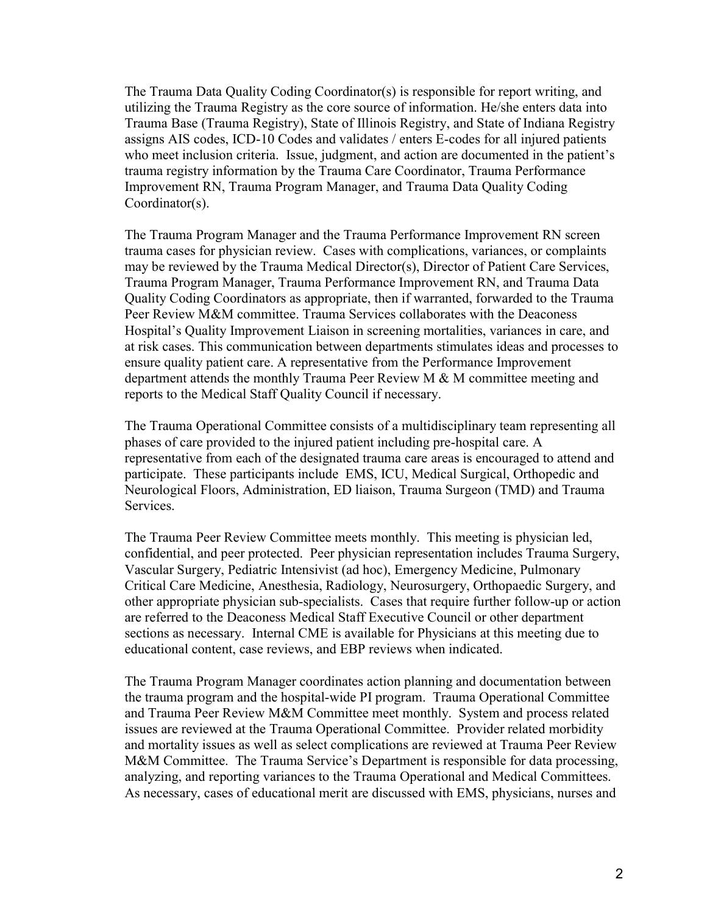The Trauma Data Quality Coding Coordinator(s) is responsible for report writing, and utilizing the Trauma Registry as the core source of information. He/she enters data into Trauma Base (Trauma Registry), State of Illinois Registry, and State of Indiana Registry assigns AIS codes, ICD-10 Codes and validates / enters E-codes for all injured patients who meet inclusion criteria. Issue, judgment, and action are documented in the patient's trauma registry information by the Trauma Care Coordinator, Trauma Performance Improvement RN, Trauma Program Manager, and Trauma Data Quality Coding Coordinator(s).

The Trauma Program Manager and the Trauma Performance Improvement RN screen trauma cases for physician review. Cases with complications, variances, or complaints may be reviewed by the Trauma Medical Director(s), Director of Patient Care Services, Trauma Program Manager, Trauma Performance Improvement RN, and Trauma Data Quality Coding Coordinators as appropriate, then if warranted, forwarded to the Trauma Peer Review M&M committee. Trauma Services collaborates with the Deaconess Hospital's Quality Improvement Liaison in screening mortalities, variances in care, and at risk cases. This communication between departments stimulates ideas and processes to ensure quality patient care. A representative from the Performance Improvement department attends the monthly Trauma Peer Review M & M committee meeting and reports to the Medical Staff Quality Council if necessary.

The Trauma Operational Committee consists of a multidisciplinary team representing all phases of care provided to the injured patient including pre-hospital care. A representative from each of the designated trauma care areas is encouraged to attend and participate. These participants include EMS, ICU, Medical Surgical, Orthopedic and Neurological Floors, Administration, ED liaison, Trauma Surgeon (TMD) and Trauma Services.

The Trauma Peer Review Committee meets monthly. This meeting is physician led, confidential, and peer protected. Peer physician representation includes Trauma Surgery, Vascular Surgery, Pediatric Intensivist (ad hoc), Emergency Medicine, Pulmonary Critical Care Medicine, Anesthesia, Radiology, Neurosurgery, Orthopaedic Surgery, and other appropriate physician sub-specialists. Cases that require further follow-up or action are referred to the Deaconess Medical Staff Executive Council or other department sections as necessary. Internal CME is available for Physicians at this meeting due to educational content, case reviews, and EBP reviews when indicated.

The Trauma Program Manager coordinates action planning and documentation between the trauma program and the hospital-wide PI program. Trauma Operational Committee and Trauma Peer Review M&M Committee meet monthly. System and process related issues are reviewed at the Trauma Operational Committee. Provider related morbidity and mortality issues as well as select complications are reviewed at Trauma Peer Review M&M Committee. The Trauma Service's Department is responsible for data processing, analyzing, and reporting variances to the Trauma Operational and Medical Committees. As necessary, cases of educational merit are discussed with EMS, physicians, nurses and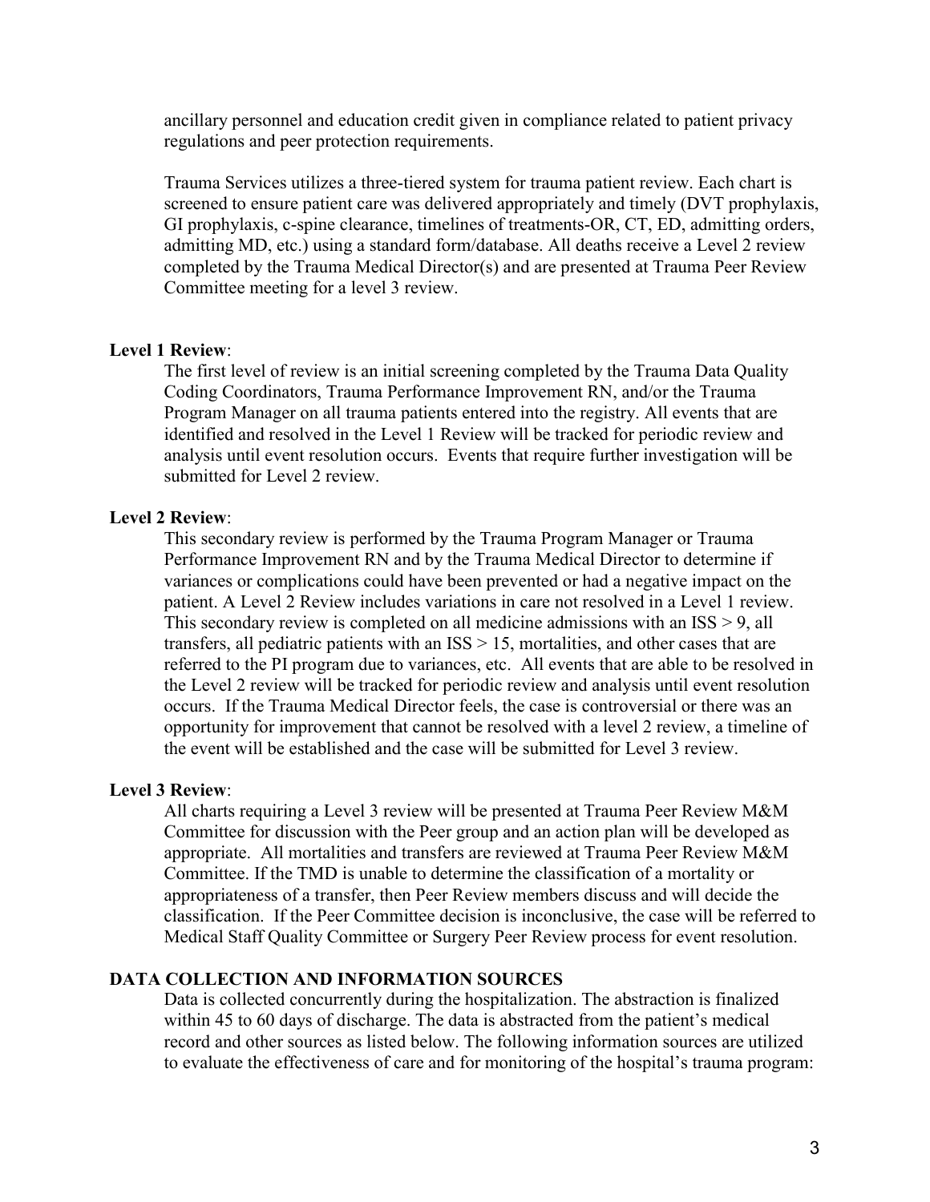ancillary personnel and education credit given in compliance related to patient privacy regulations and peer protection requirements.

Trauma Services utilizes a three-tiered system for trauma patient review. Each chart is screened to ensure patient care was delivered appropriately and timely (DVT prophylaxis, GI prophylaxis, c-spine clearance, timelines of treatments-OR, CT, ED, admitting orders, admitting MD, etc.) using a standard form/database. All deaths receive a Level 2 review completed by the Trauma Medical Director(s) and are presented at Trauma Peer Review Committee meeting for a level 3 review.

**Level 1 Review**:

The first level of review is an initial screening completed by the Trauma Data Quality Coding Coordinators, Trauma Performance Improvement RN, and/or the Trauma Program Manager on all trauma patients entered into the registry. All events that are identified and resolved in the Level 1 Review will be tracked for periodic review and analysis until event resolution occurs. Events that require further investigation will be submitted for Level 2 review.

**Level 2 Review**:

This secondary review is performed by the Trauma Program Manager or Trauma Performance Improvement RN and by the Trauma Medical Director to determine if variances or complications could have been prevented or had a negative impact on the patient. A Level 2 Review includes variations in care not resolved in a Level 1 review. This secondary review is completed on all medicine admissions with an ISS > 9, all transfers, all pediatric patients with an ISS > 15, mortalities, and other cases that are referred to the PI program due to variances, etc. All events that are able to be resolved in the Level 2 review will be tracked for periodic review and analysis until event resolution occurs. If the Trauma Medical Director feels, the case is controversial or there was an opportunity for improvement that cannot be resolved with a level 2 review, a timeline of the event will be established and the case will be submitted for Level 3 review.

**Level 3 Review**:

All charts requiring a Level 3 review will be presented at Trauma Peer Review M&M Committee for discussion with the Peer group and an action plan will be developed as appropriate. All mortalities and transfers are reviewed at Trauma Peer Review M&M Committee. If the TMD is unable to determine the classification of a mortality or appropriateness of a transfer, then Peer Review members discuss and will decide the classification. If the Peer Committee decision is inconclusive, the case will be referred to Medical Staff Quality Committee or Surgery Peer Review process for event resolution.

## DATA COLLECTION AND INFORMATION SOURCES

Data is collected concurrently during the hospitalization. The abstraction is finalized within 45 to 60 days of discharge. The data is abstracted from the patient's medical record and other sources as listed below. The following information sources are utilized to evaluate the effectiveness of care and for monitoring of the hospital's trauma program: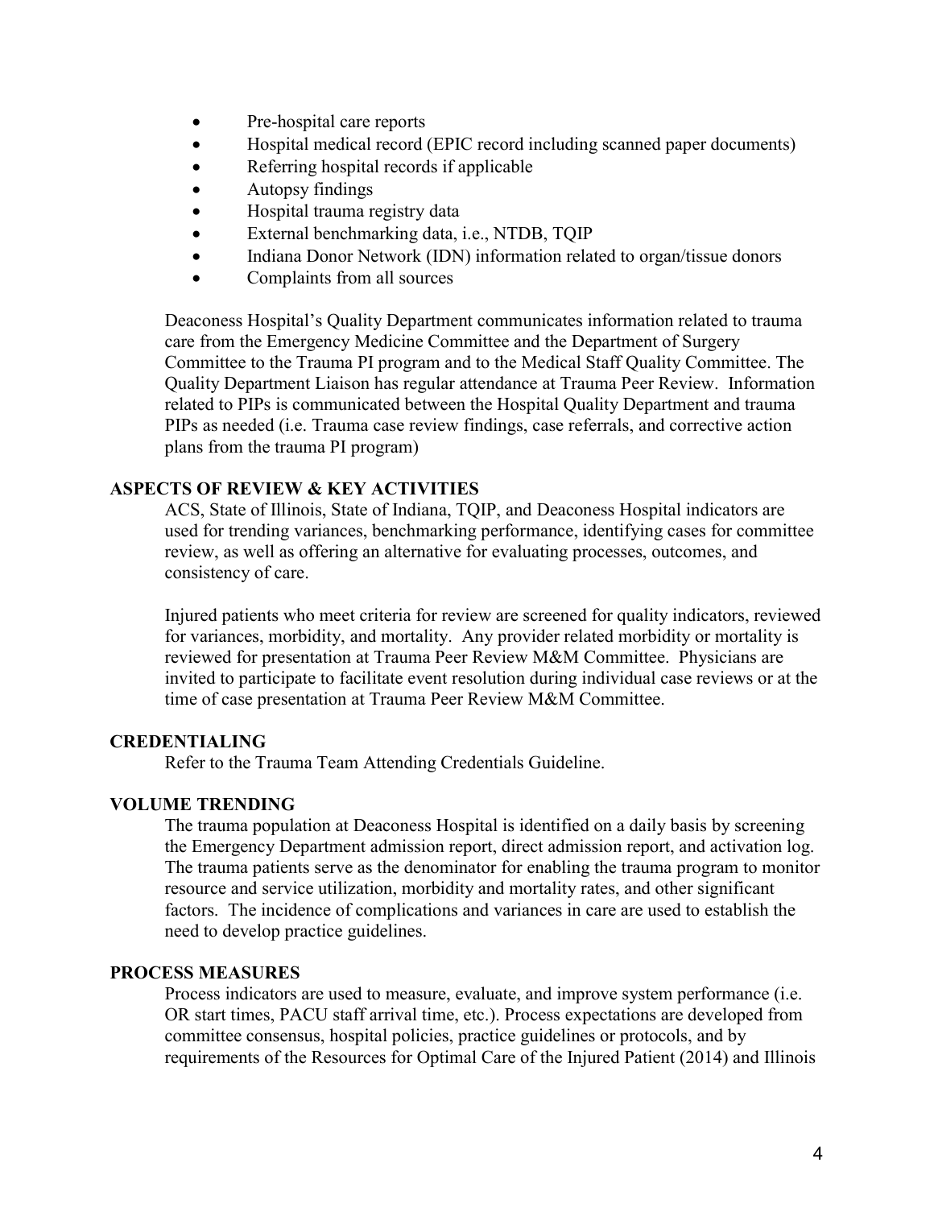- Pre-hospital care reports
- Hospital medical record (EPIC record including scanned paper documents)
- Referring hospital records if applicable
- Autopsy findings
- Hospital trauma registry data
- External benchmarking data, i.e., NTDB, TQIP
- Indiana Donor Network (IDN) information related to organ/tissue donors
- Complaints from all sources

Deaconess Hospital's Quality Department communicates information related to trauma care from the Emergency Medicine Committee and the Department of Surgery Committee to the Trauma PI program and to the Medical Staff Quality Committee. The Quality Department Liaison has regular attendance at Trauma Peer Review. Information related to PIPs is communicated between the Hospital Quality Department and trauma PIPs as needed (i.e. Trauma case review findings, case referrals, and corrective action plans from the trauma PI program)

## ASPECTS OF REVIEW & KEY ACTIVITIES

ACS, State of Illinois, State of Indiana, TQIP, and Deaconess Hospital indicators are used for trending variances, benchmarking performance, identifying cases for committee review, as well as offering an alternative for evaluating processes, outcomes, and consistency of care.

Injured patients who meet criteria for review are screened for quality indicators, reviewed for variances, morbidity, and mortality. Any provider related morbidity or mortality is reviewed for presentation at Trauma Peer Review M&M Committee. Physicians are invited to participate to facilitate event resolution during individual case reviews or at the time of case presentation at Trauma Peer Review M&M Committee.

## CREDENTIALING

Refer to the Trauma Team Attending Credentials Guideline.

## VOLUME TRENDING

The trauma population at Deaconess Hospital is identified on a daily basis by screening the Emergency Department admission report, direct admission report, and activation log. The trauma patients serve as the denominator for enabling the trauma program to monitor resource and service utilization, morbidity and mortality rates, and other significant factors. The incidence of complications and variances in care are used to establish the need to develop practice guidelines.

## PROCESS MEASURES

Process indicators are used to measure, evaluate, and improve system performance (i.e. OR start times, PACU staff arrival time, etc.). Process expectations are developed from committee consensus, hospital policies, practice guidelines or protocols, and by requirements of the Resources for Optimal Care of the Injured Patient (2014) and Illinois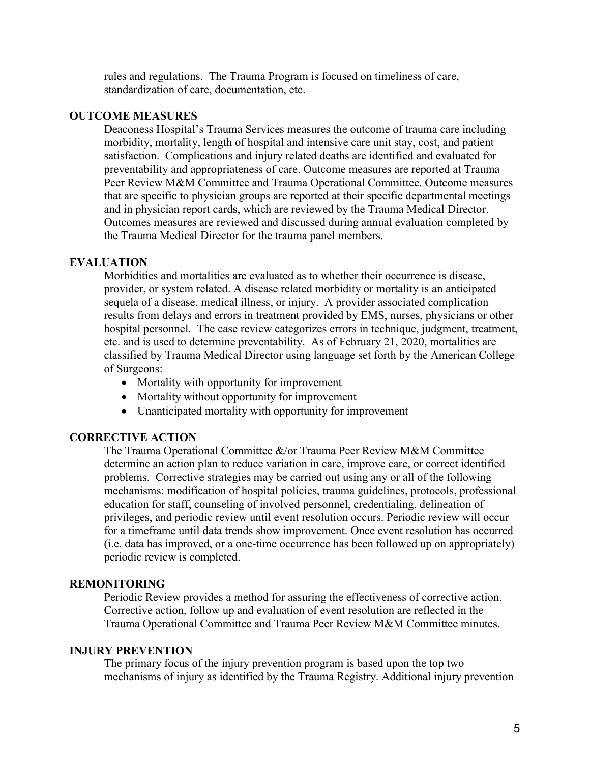rules and regulations. The Trauma Program is focused on timeliness of care, standardization of care, documentation, etc.

## OUTCOME MEASURES

Deaconess Hospital's Trauma Services measures the outcome of trauma care including morbidity, mortality, length of hospital and intensive care unit stay, cost, and patient satisfaction. Complications and injury related deaths are identified and evaluated for preventability and appropriateness of care. Outcome measures are reported at Trauma Peer Review M&M Committee and Trauma Operational Committee. Outcome measures that are specific to physician groups are reported at their specific departmental meetings and in physician report cards, which are reviewed by the Trauma Medical Director. Outcomes measures are reviewed and discussed during annual evaluation completed by the Trauma Medical Director for the trauma panel members.

## EVALUATION

Morbidities and mortalities are evaluated as to whether their occurrence is disease, provider, or system related. A disease related morbidity or mortality is an anticipated sequela of a disease, medical illness, or injury. A provider associated complication results from delays and errors in treatment provided by EMS, nurses, physicians or other hospital personnel. The case review categorizes errors in technique, judgment, treatment, etc. and is used to determine preventability. As of February 21, 2020, mortalities are classified by Trauma Medical Director using language set forth by the American College of Surgeons:

- Mortality with opportunity for improvement
- Mortality without opportunity for improvement
- Unanticipated mortality with opportunity for improvement

## CORRECTIVE ACTION

The Trauma Operational Committee &/or Trauma Peer Review M&M Committee determine an action plan to reduce variation in care, improve care, or correct identified problems. Corrective strategies may be carried out using any or all of the following mechanisms: modification of hospital policies, trauma guidelines, protocols, professional education for staff, counseling of involved personnel, credentialing, delineation of privileges, and periodic review until event resolution occurs. Periodic review will occur for a timeframe until data trends show improvement. Once event resolution has occurred (i.e. data has improved, or a one-time occurrence has been followed up on appropriately) periodic review is completed.

## REMONITORING

Periodic Review provides a method for assuring the effectiveness of corrective action. Corrective action, follow up and evaluation of event resolution are reflected in the Trauma Operational Committee and Trauma Peer Review M&M Committee minutes.

## INJURY PREVENTION

The primary focus of the injury prevention program is based upon the top two mechanisms of injury as identified by the Trauma Registry. Additional injury prevention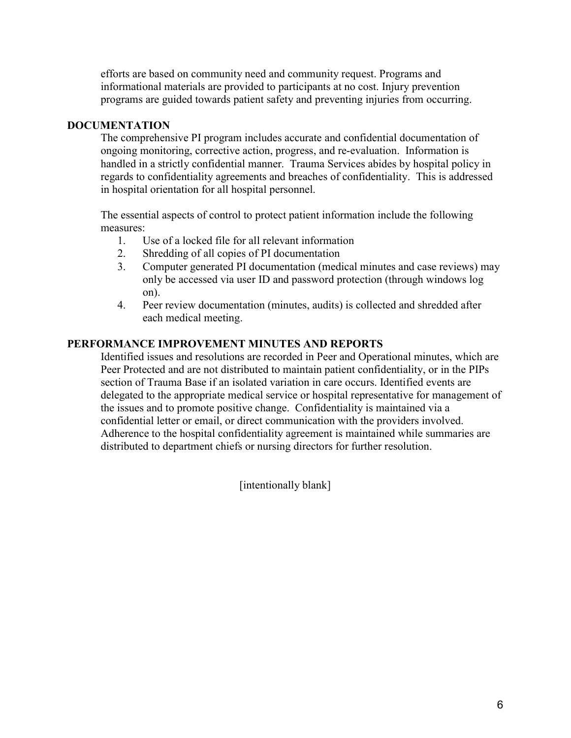efforts are based on community need and community request. Programs and informational materials are provided to participants at no cost. Injury prevention programs are guided towards patient safety and preventing injuries from occurring.

## DOCUMENTATION

The comprehensive PI program includes accurate and confidential documentation of ongoing monitoring, corrective action, progress, and re-evaluation. Information is handled in a strictly confidential manner. Trauma Services abides by hospital policy in regards to confidentiality agreements and breaches of confidentiality. This is addressed in hospital orientation for all hospital personnel.

The essential aspects of control to protect patient information include the following measures:

1. Use of a locked file for all relevant information
2. Shredding of all copies of PI documentation
3. Computer generated PI documentation (medical minutes and case reviews) may only be accessed via user ID and password protection (through windows log on).
4. Peer review documentation (minutes, audits) is collected and shredded after each medical meeting.

## PERFORMANCE IMPROVEMENT MINUTES AND REPORTS

Identified issues and resolutions are recorded in Peer and Operational minutes, which are Peer Protected and are not distributed to maintain patient confidentiality, or in the PIPs section of Trauma Base if an isolated variation in care occurs. Identified events are delegated to the appropriate medical service or hospital representative for management of the issues and to promote positive change. Confidentiality is maintained via a confidential letter or email, or direct communication with the providers involved. Adherence to the hospital confidentiality agreement is maintained while summaries are distributed to department chiefs or nursing directors for further resolution.

[intentionally blank]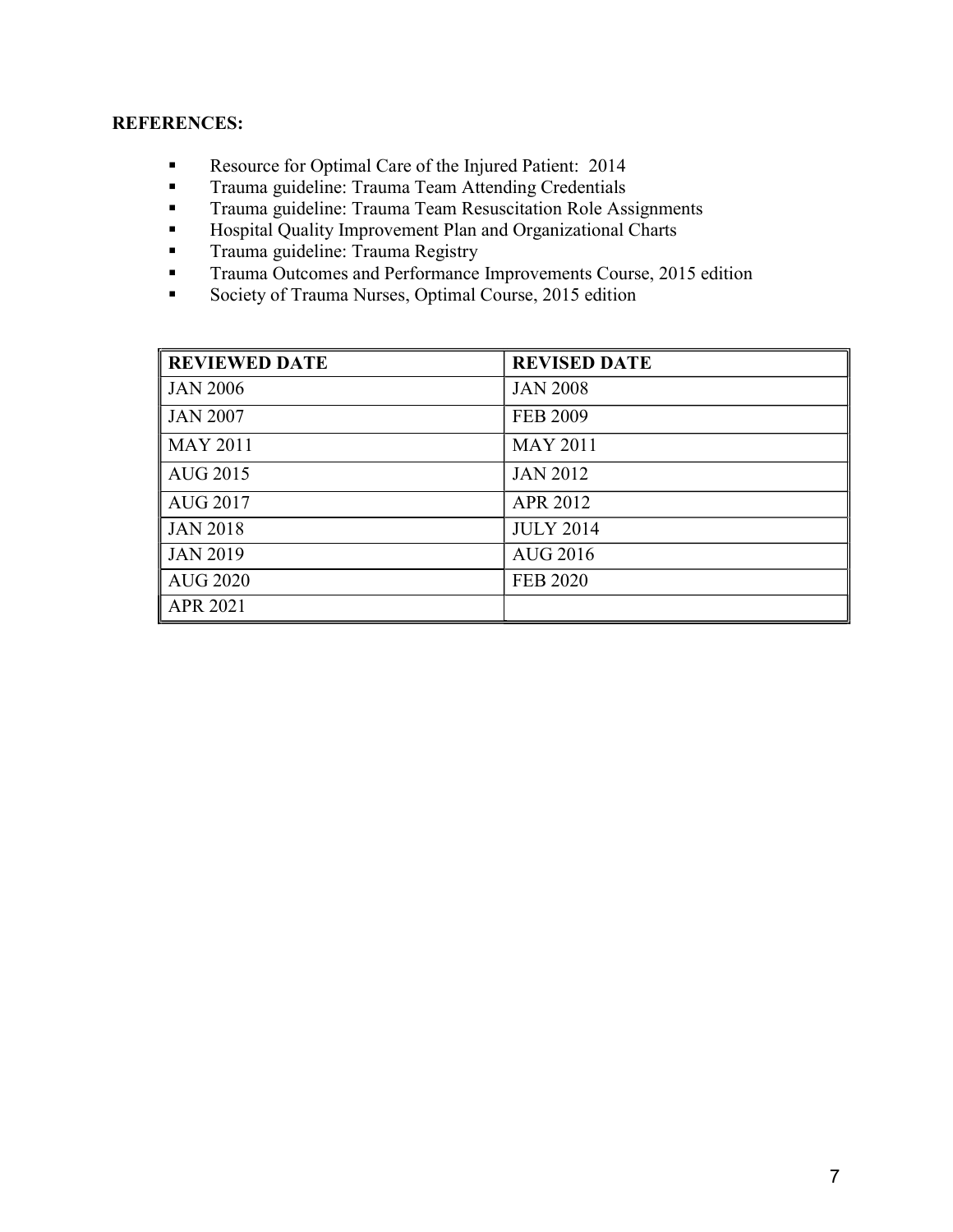**REFERENCES:**

- Resource for Optimal Care of the Injured Patient: 2014
- Trauma guideline: Trauma Team Attending Credentials
- Trauma guideline: Trauma Team Resuscitation Role Assignments
- Hospital Quality Improvement Plan and Organizational Charts
- Trauma guideline: Trauma Registry
- Trauma Outcomes and Performance Improvements Course, 2015 edition
- Society of Trauma Nurses, Optimal Course, 2015 edition

| REVIEWED DATE | REVISED DATE |
|---|---|
| JAN 2006 | JAN 2008 |
| JAN 2007 | FEB 2009 |
| MAY 2011 | MAY 2011 |
| AUG 2015 | JAN 2012 |
| AUG 2017 | APR 2012 |
| JAN 2018 | JULY 2014 |
| JAN 2019 | AUG 2016 |
| AUG 2020 | FEB 2020 |
| APR 2021 | |